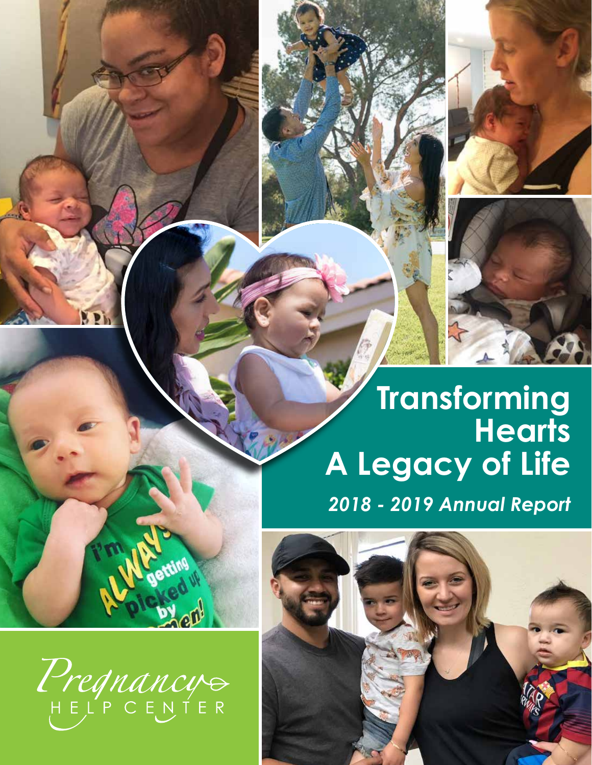# Transforming Hearts A Legacy of Life

*2018 - 2019 Annual Report*

Pregnancy HELP CENTER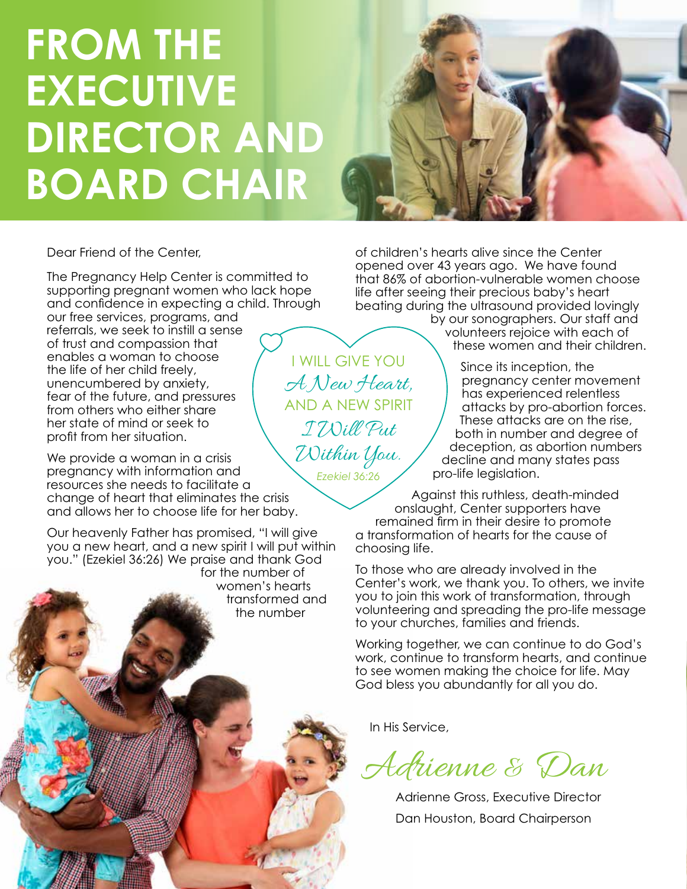# FROM THE EXECUTIVE DIRECTOR AND BOARD CHAIR

Dear Friend of the Center,

The Pregnancy Help Center is committed to supporting pregnant women who lack hope and confidence in expecting a child. Through our free services, programs, and referrals, we seek to instill a sense of trust and compassion that enables a woman to choose the life of her child freely, unencumbered by anxiety, fear of the future, and pressures from others who either share her state of mind or seek to profit from her situation.

We provide a woman in a crisis pregnancy with information and resources she needs to facilitate a change of heart that eliminates the crisis and allows her to choose life for her baby.

Our heavenly Father has promised, "I will give you a new heart, and a new spirit I will put within you." (Ezekiel 36:26) We praise and thank God for the number of women's hearts transformed and the number of children's hearts alive since the Center opened over 43 years ago. We have found that 86% of abortion-vulnerable women choose life after seeing their precious baby's heart beating during the ultrasound provided lovingly by our sonographers. Our staff and volunteers rejoice with each of these women and their children.

> I WILL GIVE YOU *A New Heart,* AND A NEW SPIRIT *I Will Put Within You.*
>
> *Ezekiel 36:26*

Since its inception, the pregnancy center movement has experienced relentless attacks by pro-abortion forces. These attacks are on the rise, both in number and degree of deception, as abortion numbers decline and many states pass pro-life legislation.

Against this ruthless, death-minded onslaught, Center supporters have remained firm in their desire to promote a transformation of hearts for the cause of choosing life.

To those who are already involved in the Center's work, we thank you. To others, we invite you to join this work of transformation, through volunteering and spreading the pro-life message to your churches, families and friends.

Working together, we can continue to do God's work, continue to transform hearts, and continue to see women making the choice for life. May God bless you abundantly for all you do.

In His Service,

*Adrienne & Dan*

Adrienne Gross, Executive Director
Dan Houston, Board Chairperson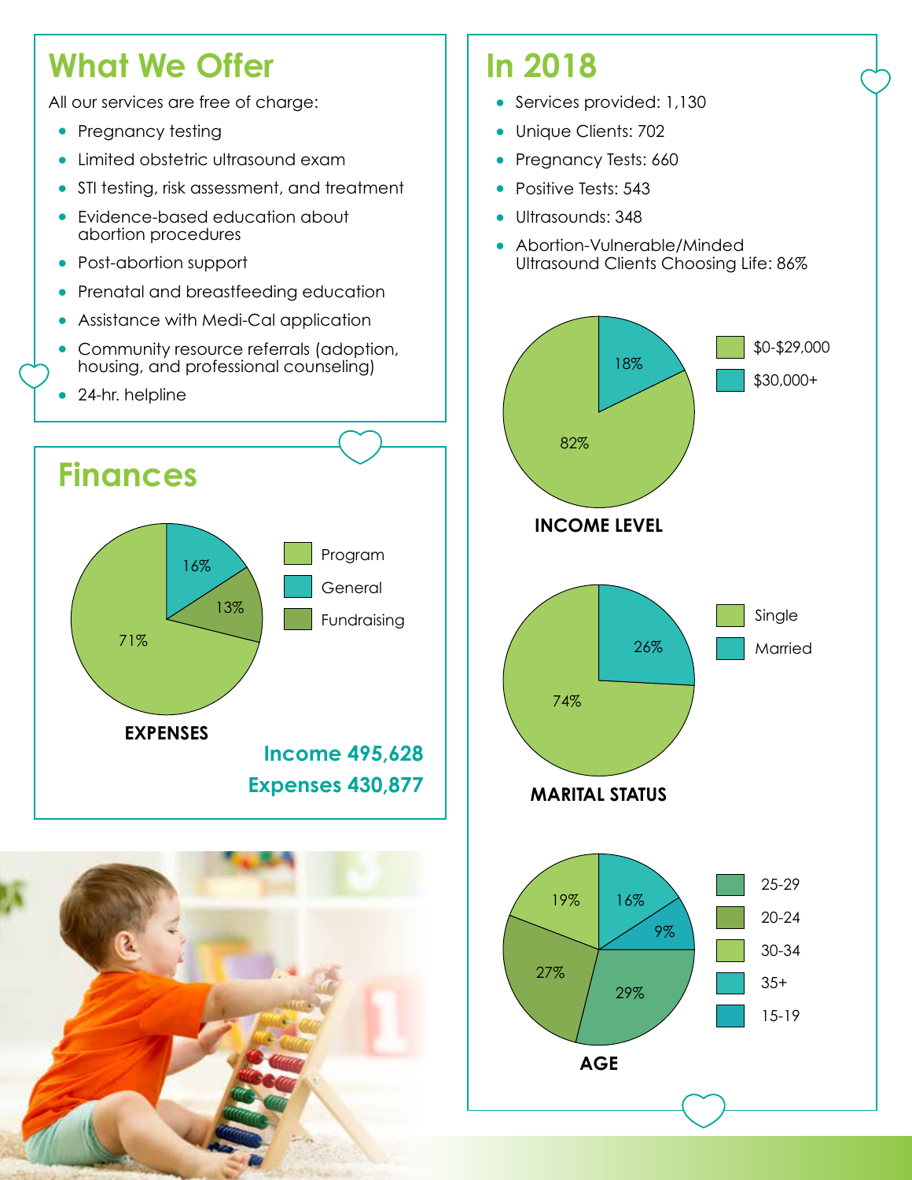## What We Offer

All our services are free of charge:

- Pregnancy testing
- Limited obstetric ultrasound exam
- STI testing, risk assessment, and treatment
- Evidence-based education about abortion procedures
- Post-abortion support
- Prenatal and breastfeeding education
- Assistance with Medi-Cal application
- Community resource referrals (adoption, housing, and professional counseling)
- 24-hr. helpline

## Finances

**EXPENSES**

| Category | Percentage |
| --- | --- |
| Program | 71% |
| General | 16% |
| Fundraising | 13% |

**Income 495,628**

**Expenses 430,877**

## In 2018

- Services provided: 1,130
- Unique Clients: 702
- Pregnancy Tests: 660
- Positive Tests: 543
- Ultrasounds: 348
- Abortion-Vulnerable/Minded Ultrasound Clients Choosing Life: 86%

**INCOME LEVEL**

| Income | Percentage |
| --- | --- |
| $0-$29,000 | 82% |
| $30,000+ | 18% |

**MARITAL STATUS**

| Status | Percentage |
| --- | --- |
| Single | 74% |
| Married | 26% |

**AGE**

| Age | Percentage |
| --- | --- |
| 25-29 | 29% |
| 20-24 | 27% |
| 30-34 | 19% |
| 35+ | 16% |
| 15-19 | 9% |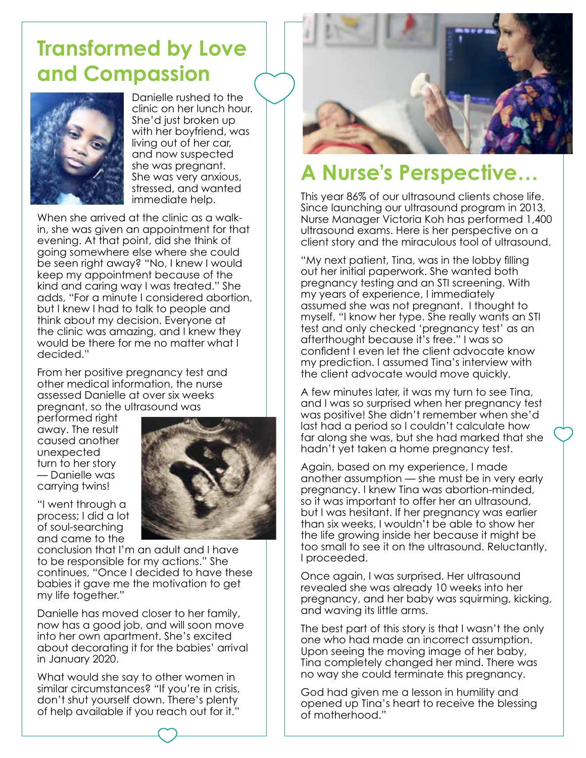## Transformed by Love and Compassion

Danielle rushed to the clinic on her lunch hour. She'd just broken up with her boyfriend, was living out of her car, and now suspected she was pregnant. She was very anxious, stressed, and wanted immediate help.

When she arrived at the clinic as a walk-in, she was given an appointment for that evening. At that point, did she think of going somewhere else where she could be seen right away? "No, I knew I would keep my appointment because of the kind and caring way I was treated." She adds, "For a minute I considered abortion, but I knew I had to talk to people and think about my decision. Everyone at the clinic was amazing, and I knew they would be there for me no matter what I decided."

From her positive pregnancy test and other medical information, the nurse assessed Danielle at over six weeks pregnant, so the ultrasound was performed right away. The result caused another unexpected turn to her story — Danielle was carrying twins!

"I went through a process; I did a lot of soul-searching and came to the conclusion that I'm an adult and I have to be responsible for my actions." She continues, "Once I decided to have these babies it gave me the motivation to get my life together."

Danielle has moved closer to her family, now has a good job, and will soon move into her own apartment. She's excited about decorating it for the babies' arrival in January 2020.

What would she say to other women in similar circumstances? "If you're in crisis, don't shut yourself down. There's plenty of help available if you reach out for it."

## A Nurse's Perspective…

This year 86% of our ultrasound clients chose life. Since launching our ultrasound program in 2013, Nurse Manager Victoria Koh has performed 1,400 ultrasound exams. Here is her perspective on a client story and the miraculous tool of ultrasound.

"My next patient, Tina, was in the lobby filling out her initial paperwork. She wanted both pregnancy testing and an STI screening. With my years of experience, I immediately assumed she was not pregnant. I thought to myself, "I know her type. She really wants an STI test and only checked 'pregnancy test' as an afterthought because it's free." I was so confident I even let the client advocate know my prediction. I assumed Tina's interview with the client advocate would move quickly.

A few minutes later, it was my turn to see Tina, and I was so surprised when her pregnancy test was positive! She didn't remember when she'd last had a period so I couldn't calculate how far along she was, but she had marked that she hadn't yet taken a home pregnancy test.

Again, based on my experience, I made another assumption — she must be in very early pregnancy. I knew Tina was abortion-minded, so it was important to offer her an ultrasound, but I was hesitant. If her pregnancy was earlier than six weeks, I wouldn't be able to show her the life growing inside her because it might be too small to see it on the ultrasound. Reluctantly, I proceeded.

Once again, I was surprised. Her ultrasound revealed she was already 10 weeks into her pregnancy, and her baby was squirming, kicking, and waving its little arms.

The best part of this story is that I wasn't the only one who had made an incorrect assumption. Upon seeing the moving image of her baby, Tina completely changed her mind. There was no way she could terminate this pregnancy.

God had given me a lesson in humility and opened up Tina's heart to receive the blessing of motherhood."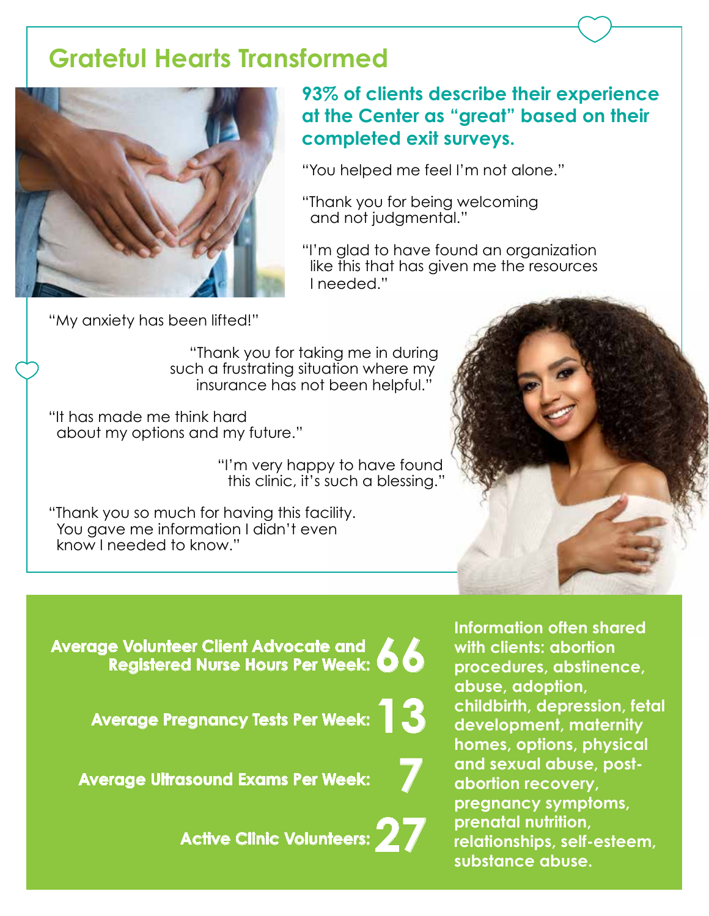# Grateful Hearts Transformed

**93% of clients describe their experience at the Center as "great" based on their completed exit surveys.**

"You helped me feel I'm not alone."

"Thank you for being welcoming and not judgmental."

"I'm glad to have found an organization like this that has given me the resources I needed."

"My anxiety has been lifted!"

"Thank you for taking me in during such a frustrating situation where my insurance has not been helpful."

"It has made me think hard about my options and my future."

"I'm very happy to have found this clinic, it's such a blessing."

"Thank you so much for having this facility. You gave me information I didn't even know I needed to know."

**Average Volunteer Client Advocate and Registered Nurse Hours Per Week: 66**

**Average Pregnancy Tests Per Week: 13**

**Average Ultrasound Exams Per Week: 7**

**Active Clinic Volunteers: 27**

**Information often shared with clients: abortion procedures, abstinence, abuse, adoption, childbirth, depression, fetal development, maternity homes, options, physical and sexual abuse, post-abortion recovery, pregnancy symptoms, prenatal nutrition, relationships, self-esteem, substance abuse.**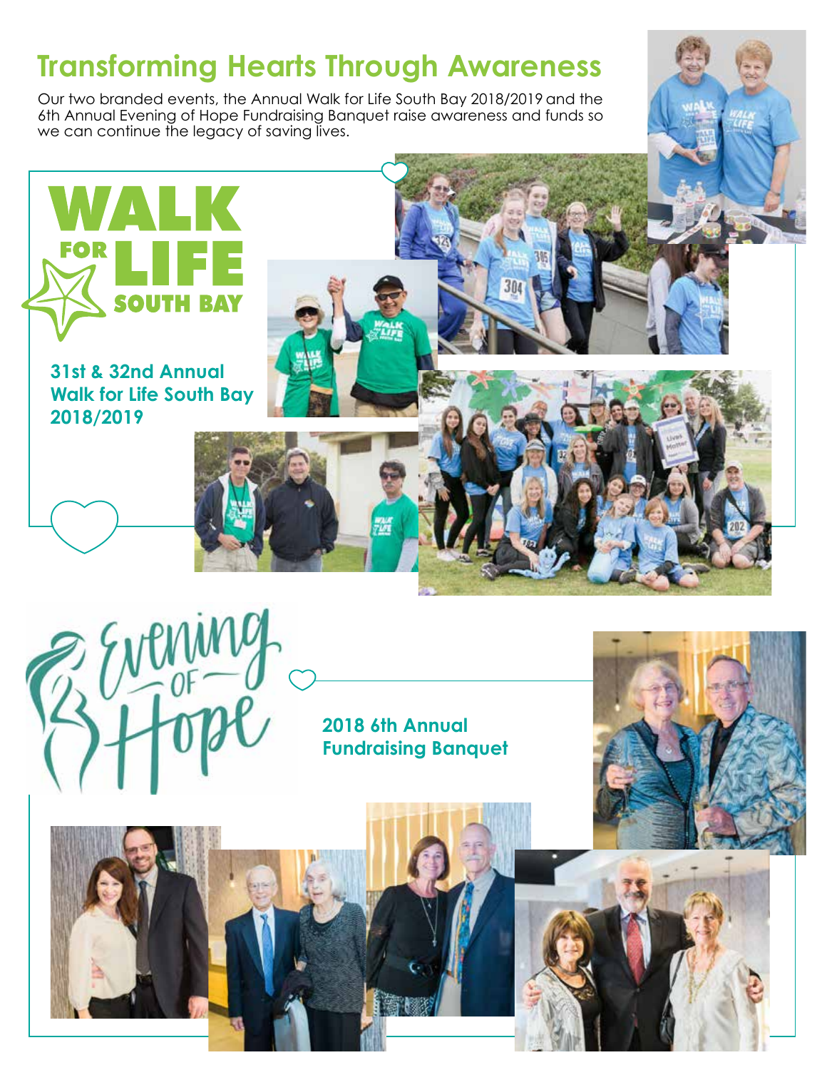# Transforming Hearts Through Awareness

Our two branded events, the Annual Walk for Life South Bay 2018/2019 and the 6th Annual Evening of Hope Fundraising Banquet raise awareness and funds so we can continue the legacy of saving lives.

WALK FOR LIFE SOUTH BAY

## 31st & 32nd Annual Walk for Life South Bay 2018/2019

Evening of Hope

## 2018 6th Annual Fundraising Banquet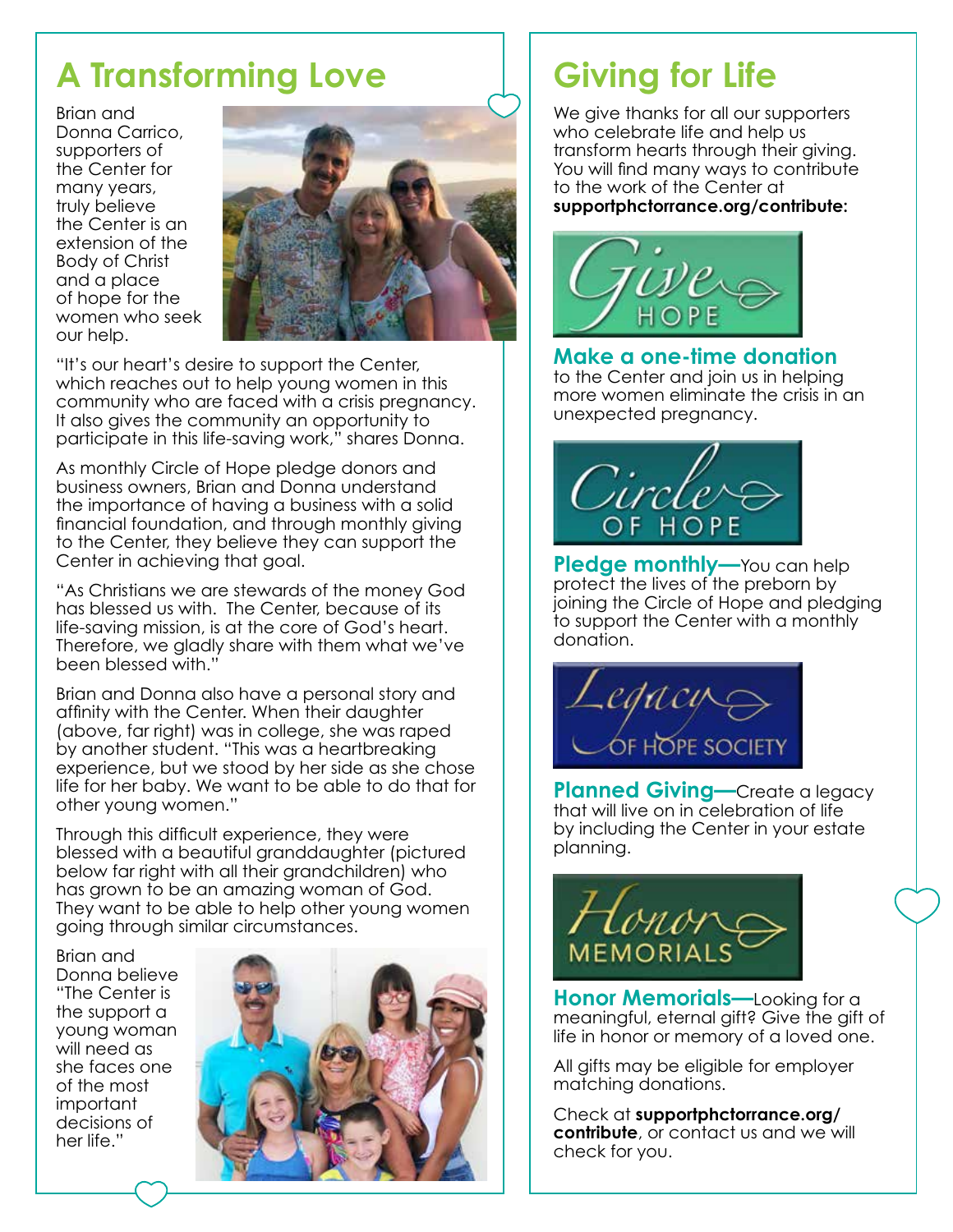# A Transforming Love

Brian and Donna Carrico, supporters of the Center for many years, truly believe the Center is an extension of the Body of Christ and a place of hope for the women who seek our help.

"It's our heart's desire to support the Center, which reaches out to help young women in this community who are faced with a crisis pregnancy. It also gives the community an opportunity to participate in this life-saving work," shares Donna.

As monthly Circle of Hope pledge donors and business owners, Brian and Donna understand the importance of having a business with a solid financial foundation, and through monthly giving to the Center, they believe they can support the Center in achieving that goal.

"As Christians we are stewards of the money God has blessed us with. The Center, because of its life-saving mission, is at the core of God's heart. Therefore, we gladly share with them what we've been blessed with."

Brian and Donna also have a personal story and affinity with the Center. When their daughter (above, far right) was in college, she was raped by another student. "This was a heartbreaking experience, but we stood by her side as she chose life for her baby. We want to be able to do that for other young women."

Through this difficult experience, they were blessed with a beautiful granddaughter (pictured below far right with all their grandchildren) who has grown to be an amazing woman of God. They want to be able to help other young women going through similar circumstances.

Brian and Donna believe "The Center is the support a young woman will need as she faces one of the most important decisions of her life."

# Giving for Life

We give thanks for all our supporters who celebrate life and help us transform hearts through their giving. You will find many ways to contribute to the work of the Center at **supportphctorrance.org/contribute:**

Give HOPE

**Make a one-time donation** to the Center and join us in helping more women eliminate the crisis in an unexpected pregnancy.

Circle OF HOPE

**Pledge monthly—**You can help protect the lives of the preborn by joining the Circle of Hope and pledging to support the Center with a monthly donation.

Legacy OF HOPE SOCIETY

**Planned Giving—**Create a legacy that will live on in celebration of life by including the Center in your estate planning.

Honor MEMORIALS

**Honor Memorials—**Looking for a meaningful, eternal gift? Give the gift of life in honor or memory of a loved one.

All gifts may be eligible for employer matching donations.

Check at **supportphctorrance.org/contribute**, or contact us and we will check for you.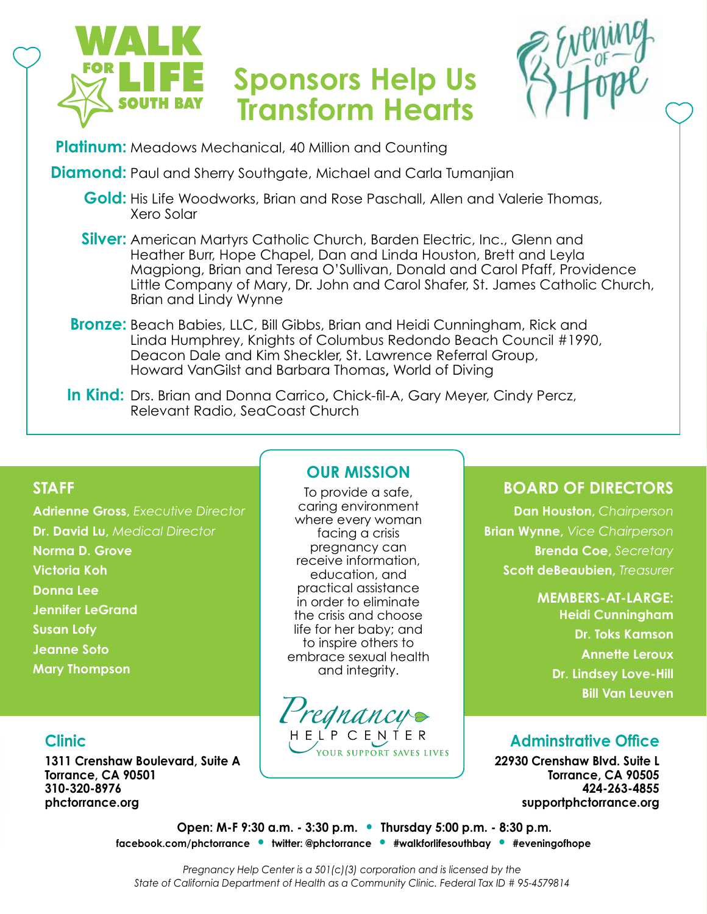# WALK FOR LIFE SOUTH BAY

# Sponsors Help Us Transform Hearts

Evening of Hope

**Platinum:** Meadows Mechanical, 40 Million and Counting

**Diamond:** Paul and Sherry Southgate, Michael and Carla Tumanjian

**Gold:** His Life Woodworks, Brian and Rose Paschall, Allen and Valerie Thomas, Xero Solar

**Silver:** American Martyrs Catholic Church, Barden Electric, Inc., Glenn and Heather Burr, Hope Chapel, Dan and Linda Houston, Brett and Leyla Magpiong, Brian and Teresa O'Sullivan, Donald and Carol Pfaff, Providence Little Company of Mary, Dr. John and Carol Shafer, St. James Catholic Church, Brian and Lindy Wynne

**Bronze:** Beach Babies, LLC, Bill Gibbs, Brian and Heidi Cunningham, Rick and Linda Humphrey, Knights of Columbus Redondo Beach Council #1990, Deacon Dale and Kim Sheckler, St. Lawrence Referral Group, Howard VanGilst and Barbara Thomas, World of Diving

**In Kind:** Drs. Brian and Donna Carrico, Chick-fil-A, Gary Meyer, Cindy Percz, Relevant Radio, SeaCoast Church

## STAFF

**Adrienne Gross**, *Executive Director*
**Dr. David Lu**, *Medical Director*
**Norma D. Grove**
**Victoria Koh**
**Donna Lee**
**Jennifer LeGrand**
**Susan Lofy**
**Jeanne Soto**
**Mary Thompson**

## OUR MISSION

To provide a safe, caring environment where every woman facing a crisis pregnancy can receive information, education, and practical assistance in order to eliminate the crisis and choose life for her baby; and to inspire others to embrace sexual health and integrity.

Pregnancy HELP CENTER
YOUR SUPPORT SAVES LIVES

## BOARD OF DIRECTORS

**Dan Houston**, *Chairperson*
**Brian Wynne**, *Vice Chairperson*
**Brenda Coe**, *Secretary*
**Scott deBeaubien**, *Treasurer*

**MEMBERS-AT-LARGE:**
**Heidi Cunningham**
**Dr. Toks Kamson**
**Annette Leroux**
**Dr. Lindsey Love-Hill**
**Bill Van Leuven**

## Clinic

**1311 Crenshaw Boulevard, Suite A**
**Torrance, CA 90501**
**310-320-8976**
**phctorrance.org**

## Adminstrative Office

**22930 Crenshaw Blvd. Suite L**
**Torrance, CA 90505**
**424-263-4855**
**supportphctorrance.org**

**Open: M-F 9:30 a.m. - 3:30 p.m. • Thursday 5:00 p.m. - 8:30 p.m.**

**facebook.com/phctorrance • twitter: @phctorrance • #walkforlifesouthbay • #eveningofhope**

*Pregnancy Help Center is a 501(c)(3) corporation and is licensed by the State of California Department of Health as a Community Clinic. Federal Tax ID # 95-4579814*